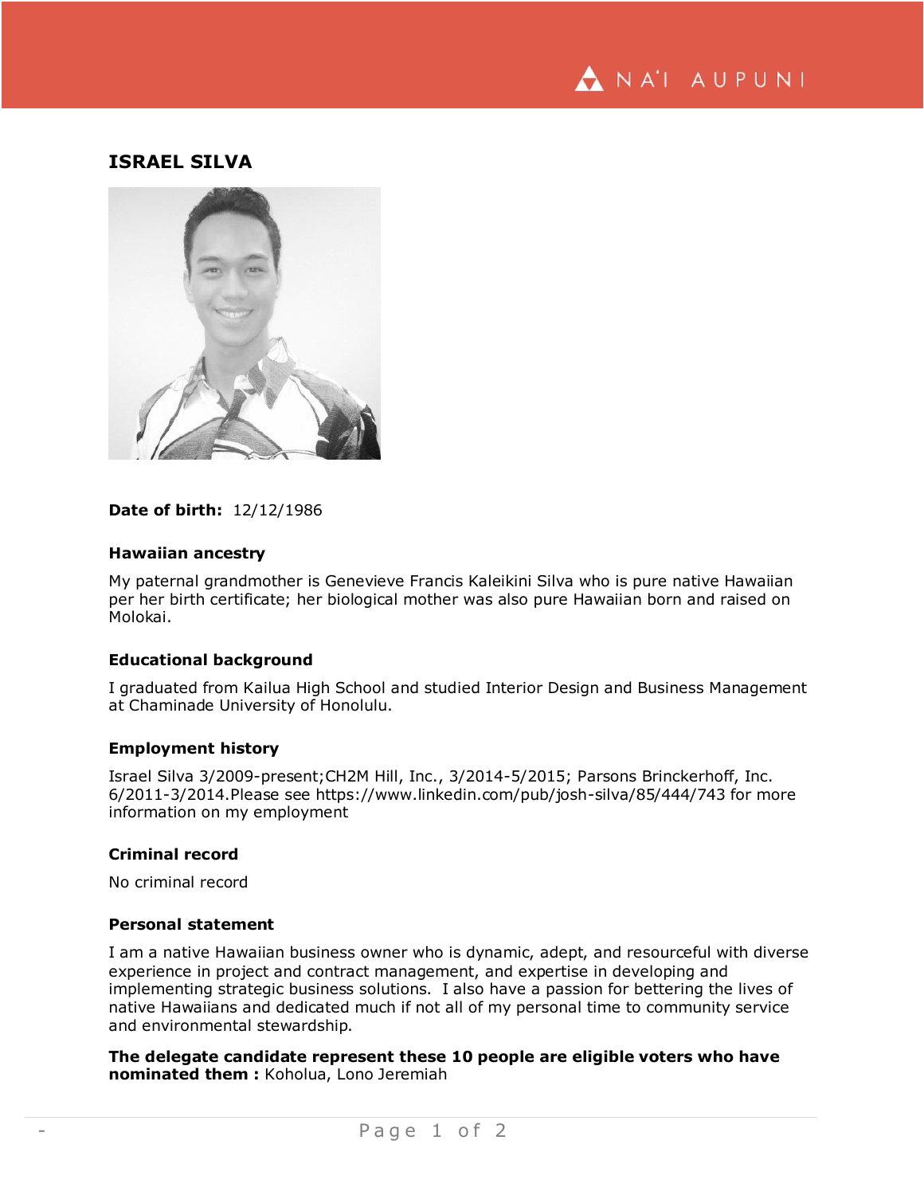# ISRAEL SILVA

**Date of birth:** 12/12/1986

### Hawaiian ancestry

My paternal grandmother is Genevieve Francis Kaleikini Silva who is pure native Hawaiian per her birth certificate; her biological mother was also pure Hawaiian born and raised on Molokai.

### Educational background

I graduated from Kailua High School and studied Interior Design and Business Management at Chaminade University of Honolulu.

### Employment history

Israel Silva 3/2009-present;CH2M Hill, Inc., 3/2014-5/2015; Parsons Brinckerhoff, Inc. 6/2011-3/2014.Please see https://www.linkedin.com/pub/josh-silva/85/444/743 for more information on my employment

### Criminal record

No criminal record

### Personal statement

I am a native Hawaiian business owner who is dynamic, adept, and resourceful with diverse experience in project and contract management, and expertise in developing and implementing strategic business solutions. I also have a passion for bettering the lives of native Hawaiians and dedicated much if not all of my personal time to community service and environmental stewardship.

**The delegate candidate represent these 10 people are eligible voters who have nominated them :** Koholua, Lono Jeremiah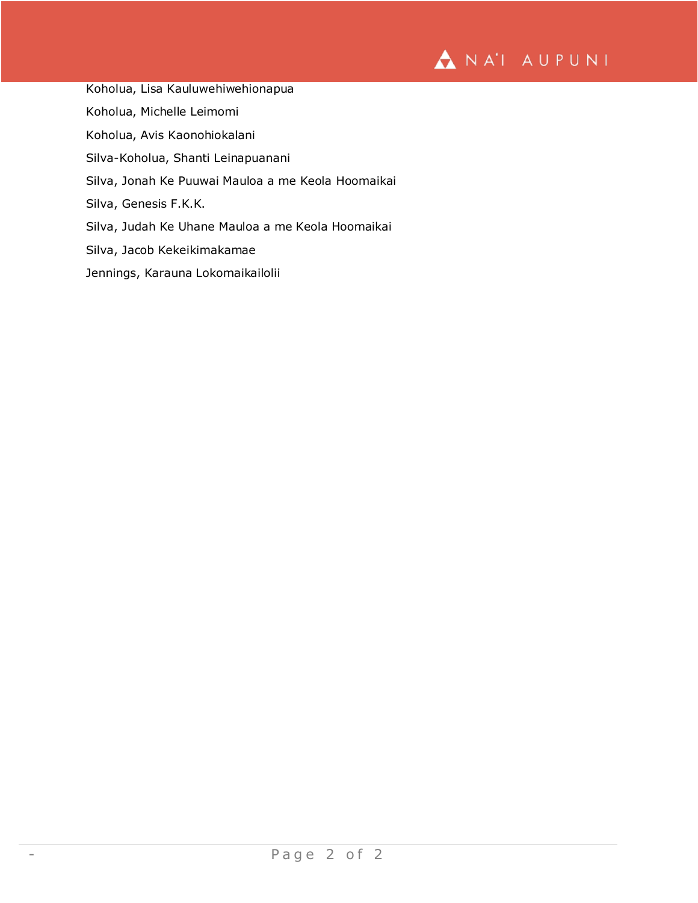Koholua, Lisa Kauluwehiwehionapua

Koholua, Michelle Leimomi

Koholua, Avis Kaonohiokalani

Silva-Koholua, Shanti Leinapuanani

Silva, Jonah Ke Puuwai Mauloa a me Keola Hoomaikai

Silva, Genesis F.K.K.

Silva, Judah Ke Uhane Mauloa a me Keola Hoomaikai

Silva, Jacob Kekeikimakamae

Jennings, Karauna Lokomaikailolii